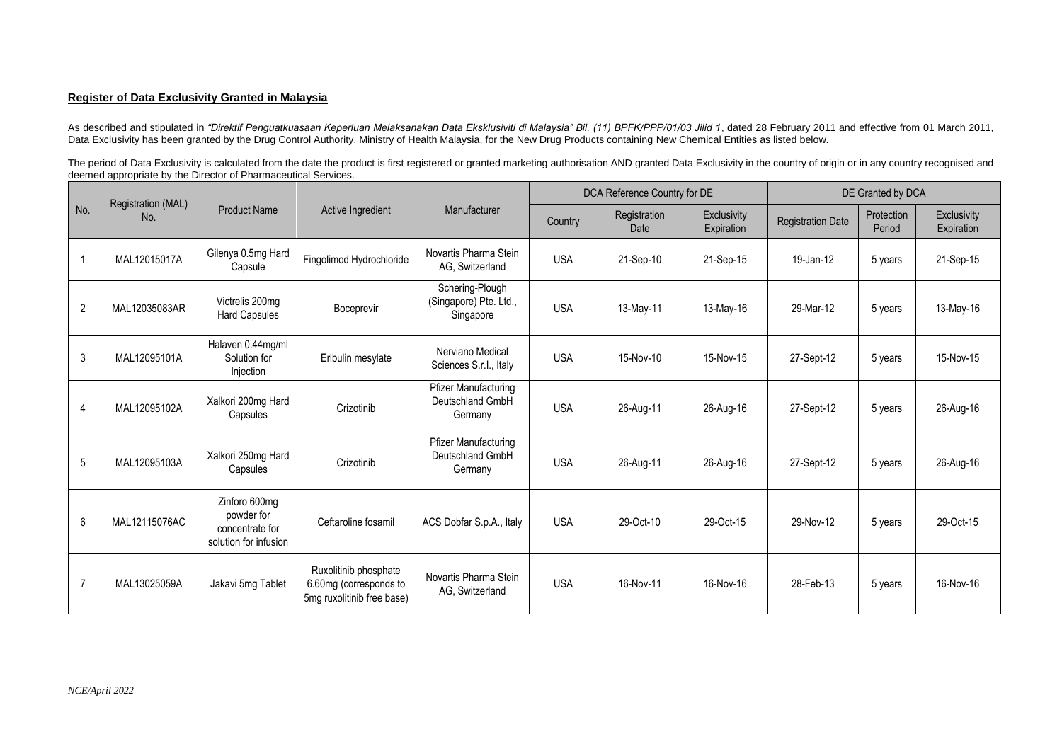**Register of Data Exclusivity Granted in Malaysia**

As described and stipulated in *"Direktif Penguatkuasaan Keperluan Melaksanakan Data Eksklusiviti di Malaysia" Bil. (11) BPFK/PPP/01/03 Jilid 1*, dated 28 February 2011 and effective from 01 March 2011, Data Exclusivity has been granted by the Drug Control Authority, Ministry of Health Malaysia, for the New Drug Products containing New Chemical Entities as listed below.

The period of Data Exclusivity is calculated from the date the product is first registered or granted marketing authorisation AND granted Data Exclusivity in the country of origin or in any country recognised and deemed appropriate by the Director of Pharmaceutical Services.

| No. | Registration (MAL) No. | Product Name | Active Ingredient | Manufacturer | DCA Reference Country for DE | | | DE Granted by DCA | | |
|---|---|---|---|---|---|---|---|---|---|---|
| | | | | | Country | Registration Date | Exclusivity Expiration | Registration Date | Protection Period | Exclusivity Expiration |
| 1 | MAL12015017A | Gilenya 0.5mg Hard Capsule | Fingolimod Hydrochloride | Novartis Pharma Stein AG, Switzerland | USA | 21-Sep-10 | 21-Sep-15 | 19-Jan-12 | 5 years | 21-Sep-15 |
| 2 | MAL12035083AR | Victrelis 200mg Hard Capsules | Boceprevir | Schering-Plough (Singapore) Pte. Ltd., Singapore | USA | 13-May-11 | 13-May-16 | 29-Mar-12 | 5 years | 13-May-16 |
| 3 | MAL12095101A | Halaven 0.44mg/ml Solution for Injection | Eribulin mesylate | Nerviano Medical Sciences S.r.l., Italy | USA | 15-Nov-10 | 15-Nov-15 | 27-Sept-12 | 5 years | 15-Nov-15 |
| 4 | MAL12095102A | Xalkori 200mg Hard Capsules | Crizotinib | Pfizer Manufacturing Deutschland GmbH Germany | USA | 26-Aug-11 | 26-Aug-16 | 27-Sept-12 | 5 years | 26-Aug-16 |
| 5 | MAL12095103A | Xalkori 250mg Hard Capsules | Crizotinib | Pfizer Manufacturing Deutschland GmbH Germany | USA | 26-Aug-11 | 26-Aug-16 | 27-Sept-12 | 5 years | 26-Aug-16 |
| 6 | MAL12115076AC | Zinforo 600mg powder for concentrate for solution for infusion | Ceftaroline fosamil | ACS Dobfar S.p.A., Italy | USA | 29-Oct-10 | 29-Oct-15 | 29-Nov-12 | 5 years | 29-Oct-15 |
| 7 | MAL13025059A | Jakavi 5mg Tablet | Ruxolitinib phosphate 6.60mg (corresponds to 5mg ruxolitinib free base) | Novartis Pharma Stein AG, Switzerland | USA | 16-Nov-11 | 16-Nov-16 | 28-Feb-13 | 5 years | 16-Nov-16 |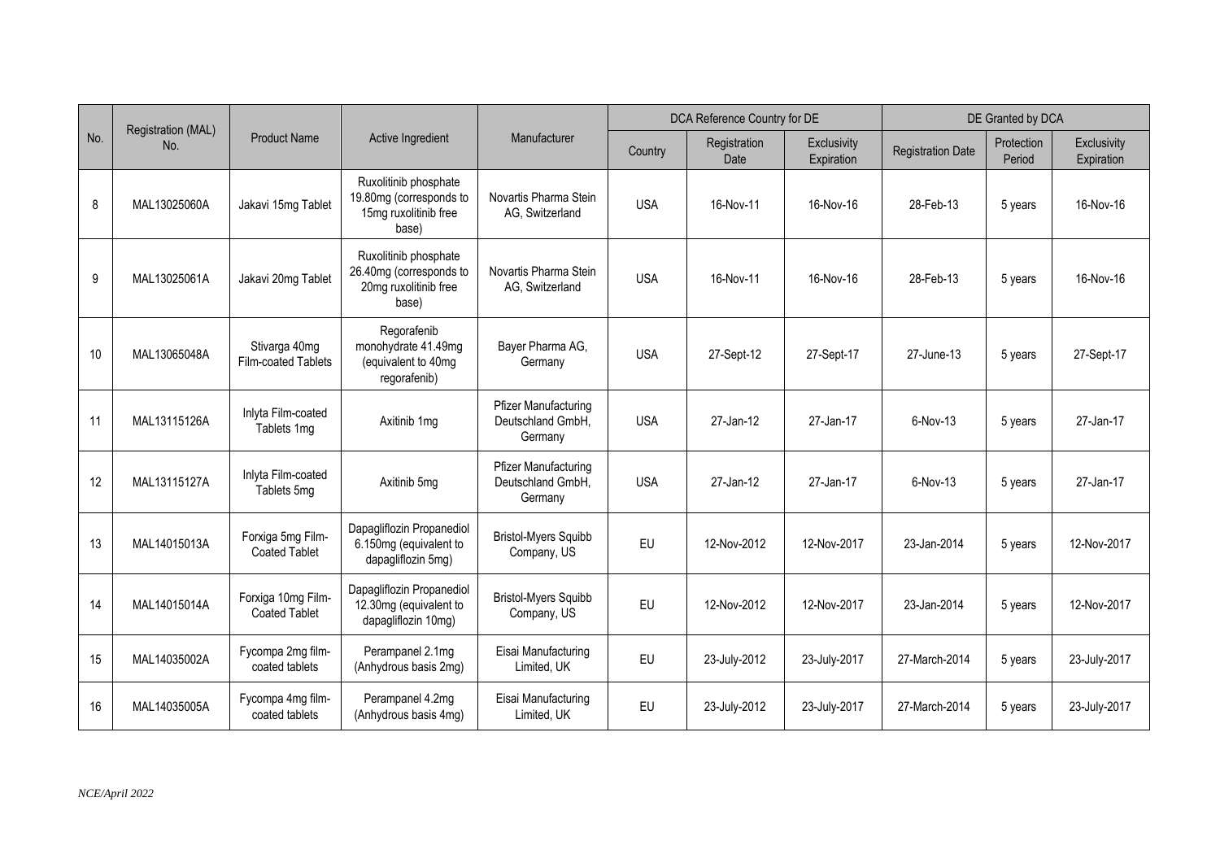| No. | Registration (MAL) No. | Product Name | Active Ingredient | Manufacturer | DCA Reference Country for DE | | | DE Granted by DCA | | |
|---|---|---|---|---|---|---|---|---|---|---|
| | | | | | Country | Registration Date | Exclusivity Expiration | Registration Date | Protection Period | Exclusivity Expiration |
| 8 | MAL13025060A | Jakavi 15mg Tablet | Ruxolitinib phosphate 19.80mg (corresponds to 15mg ruxolitinib free base) | Novartis Pharma Stein AG, Switzerland | USA | 16-Nov-11 | 16-Nov-16 | 28-Feb-13 | 5 years | 16-Nov-16 |
| 9 | MAL13025061A | Jakavi 20mg Tablet | Ruxolitinib phosphate 26.40mg (corresponds to 20mg ruxolitinib free base) | Novartis Pharma Stein AG, Switzerland | USA | 16-Nov-11 | 16-Nov-16 | 28-Feb-13 | 5 years | 16-Nov-16 |
| 10 | MAL13065048A | Stivarga 40mg Film-coated Tablets | Regorafenib monohydrate 41.49mg (equivalent to 40mg regorafenib) | Bayer Pharma AG, Germany | USA | 27-Sept-12 | 27-Sept-17 | 27-June-13 | 5 years | 27-Sept-17 |
| 11 | MAL13115126A | Inlyta Film-coated Tablets 1mg | Axitinib 1mg | Pfizer Manufacturing Deutschland GmbH, Germany | USA | 27-Jan-12 | 27-Jan-17 | 6-Nov-13 | 5 years | 27-Jan-17 |
| 12 | MAL13115127A | Inlyta Film-coated Tablets 5mg | Axitinib 5mg | Pfizer Manufacturing Deutschland GmbH, Germany | USA | 27-Jan-12 | 27-Jan-17 | 6-Nov-13 | 5 years | 27-Jan-17 |
| 13 | MAL14015013A | Forxiga 5mg Film-Coated Tablet | Dapagliflozin Propanediol 6.150mg (equivalent to dapagliflozin 5mg) | Bristol-Myers Squibb Company, US | EU | 12-Nov-2012 | 12-Nov-2017 | 23-Jan-2014 | 5 years | 12-Nov-2017 |
| 14 | MAL14015014A | Forxiga 10mg Film-Coated Tablet | Dapagliflozin Propanediol 12.30mg (equivalent to dapagliflozin 10mg) | Bristol-Myers Squibb Company, US | EU | 12-Nov-2012 | 12-Nov-2017 | 23-Jan-2014 | 5 years | 12-Nov-2017 |
| 15 | MAL14035002A | Fycompa 2mg film-coated tablets | Perampanel 2.1mg (Anhydrous basis 2mg) | Eisai Manufacturing Limited, UK | EU | 23-July-2012 | 23-July-2017 | 27-March-2014 | 5 years | 23-July-2017 |
| 16 | MAL14035005A | Fycompa 4mg film-coated tablets | Perampanel 4.2mg (Anhydrous basis 4mg) | Eisai Manufacturing Limited, UK | EU | 23-July-2012 | 23-July-2017 | 27-March-2014 | 5 years | 23-July-2017 |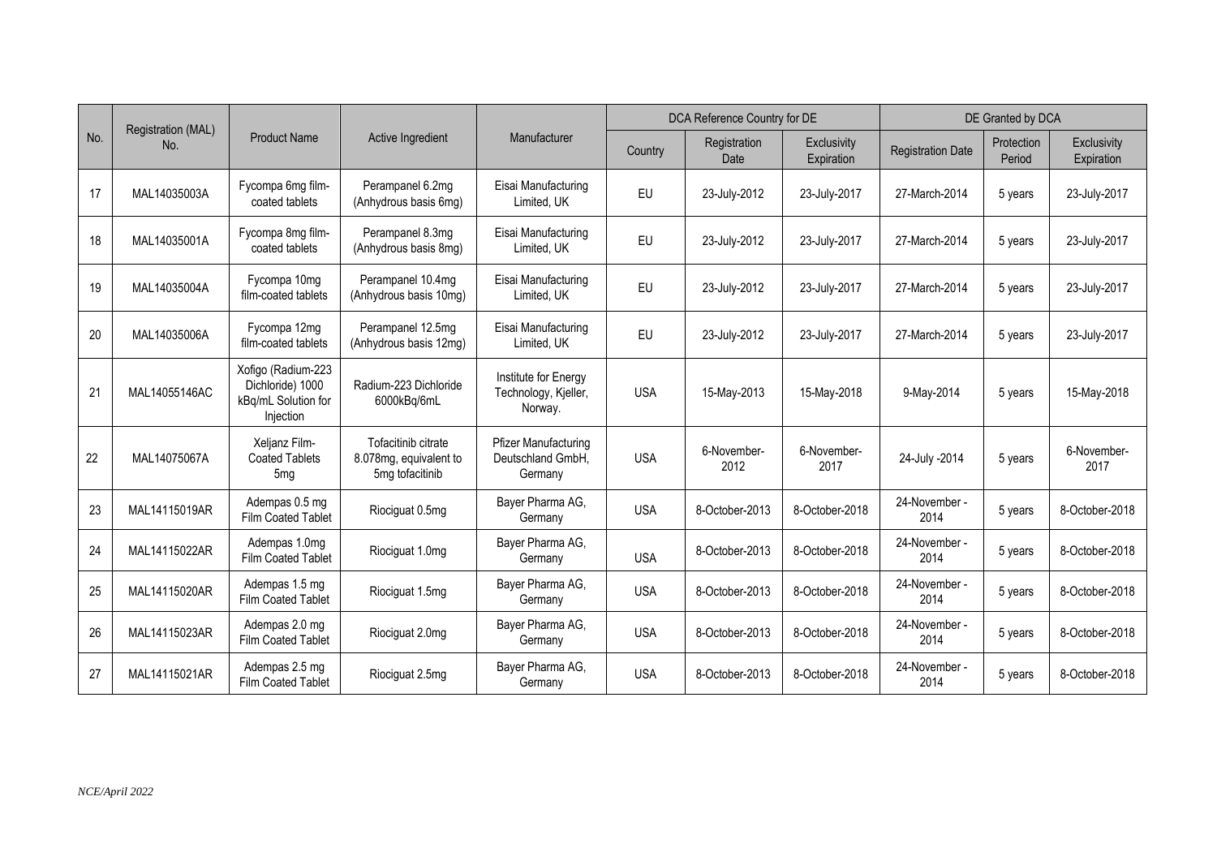| No. | Registration (MAL) No. | Product Name | Active Ingredient | Manufacturer | DCA Reference Country for DE | | | DE Granted by DCA | | |
|---|---|---|---|---|---|---|---|---|---|---|
| | | | | | Country | Registration Date | Exclusivity Expiration | Registration Date | Protection Period | Exclusivity Expiration |
| 17 | MAL14035003A | Fycompa 6mg film-coated tablets | Perampanel 6.2mg (Anhydrous basis 6mg) | Eisai Manufacturing Limited, UK | EU | 23-July-2012 | 23-July-2017 | 27-March-2014 | 5 years | 23-July-2017 |
| 18 | MAL14035001A | Fycompa 8mg film-coated tablets | Perampanel 8.3mg (Anhydrous basis 8mg) | Eisai Manufacturing Limited, UK | EU | 23-July-2012 | 23-July-2017 | 27-March-2014 | 5 years | 23-July-2017 |
| 19 | MAL14035004A | Fycompa 10mg film-coated tablets | Perampanel 10.4mg (Anhydrous basis 10mg) | Eisai Manufacturing Limited, UK | EU | 23-July-2012 | 23-July-2017 | 27-March-2014 | 5 years | 23-July-2017 |
| 20 | MAL14035006A | Fycompa 12mg film-coated tablets | Perampanel 12.5mg (Anhydrous basis 12mg) | Eisai Manufacturing Limited, UK | EU | 23-July-2012 | 23-July-2017 | 27-March-2014 | 5 years | 23-July-2017 |
| 21 | MAL14055146AC | Xofigo (Radium-223 Dichloride) 1000 kBq/mL Solution for Injection | Radium-223 Dichloride 6000kBq/6mL | Institute for Energy Technology, Kjeller, Norway. | USA | 15-May-2013 | 15-May-2018 | 9-May-2014 | 5 years | 15-May-2018 |
| 22 | MAL14075067A | Xeljanz Film-Coated Tablets 5mg | Tofacitinib citrate 8.078mg, equivalent to 5mg tofacitinib | Pfizer Manufacturing Deutschland GmbH, Germany | USA | 6-November-2012 | 6-November-2017 | 24-July -2014 | 5 years | 6-November-2017 |
| 23 | MAL14115019AR | Adempas 0.5 mg Film Coated Tablet | Riociguat 0.5mg | Bayer Pharma AG, Germany | USA | 8-October-2013 | 8-October-2018 | 24-November -2014 | 5 years | 8-October-2018 |
| 24 | MAL14115022AR | Adempas 1.0mg Film Coated Tablet | Riociguat 1.0mg | Bayer Pharma AG, Germany | USA | 8-October-2013 | 8-October-2018 | 24-November -2014 | 5 years | 8-October-2018 |
| 25 | MAL14115020AR | Adempas 1.5 mg Film Coated Tablet | Riociguat 1.5mg | Bayer Pharma AG, Germany | USA | 8-October-2013 | 8-October-2018 | 24-November -2014 | 5 years | 8-October-2018 |
| 26 | MAL14115023AR | Adempas 2.0 mg Film Coated Tablet | Riociguat 2.0mg | Bayer Pharma AG, Germany | USA | 8-October-2013 | 8-October-2018 | 24-November -2014 | 5 years | 8-October-2018 |
| 27 | MAL14115021AR | Adempas 2.5 mg Film Coated Tablet | Riociguat 2.5mg | Bayer Pharma AG, Germany | USA | 8-October-2013 | 8-October-2018 | 24-November -2014 | 5 years | 8-October-2018 |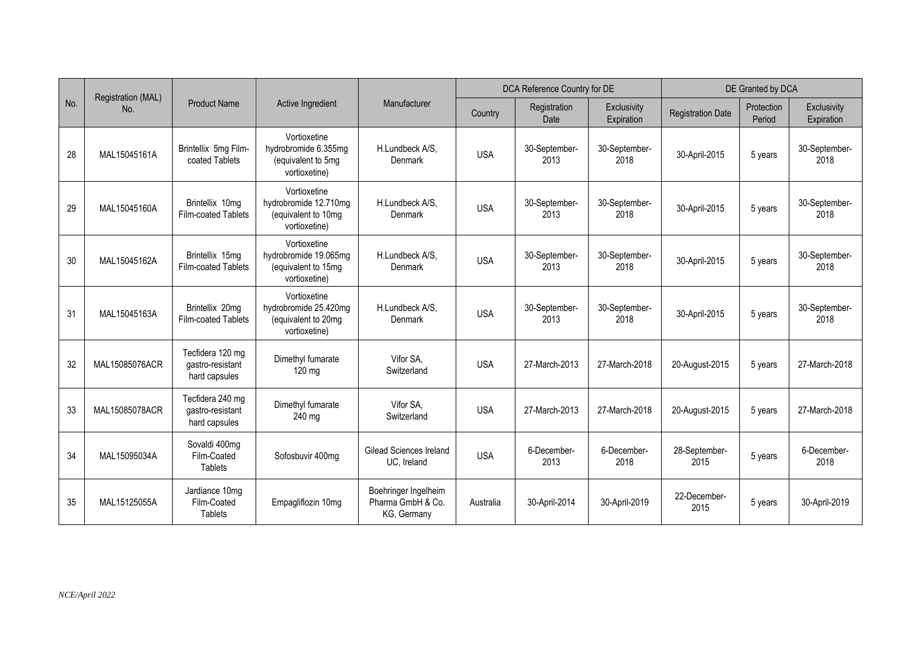| No. | Registration (MAL) No. | Product Name | Active Ingredient | Manufacturer | DCA Reference Country for DE | | | DE Granted by DCA | | |
|---|---|---|---|---|---|---|---|---|---|---|
| | | | | | Country | Registration Date | Exclusivity Expiration | Registration Date | Protection Period | Exclusivity Expiration |
| 28 | MAL15045161A | Brintellix 5mg Film-coated Tablets | Vortioxetine hydrobromide 6.355mg (equivalent to 5mg vortioxetine) | H.Lundbeck A/S, Denmark | USA | 30-September-2013 | 30-September-2018 | 30-April-2015 | 5 years | 30-September-2018 |
| 29 | MAL15045160A | Brintellix 10mg Film-coated Tablets | Vortioxetine hydrobromide 12.710mg (equivalent to 10mg vortioxetine) | H.Lundbeck A/S, Denmark | USA | 30-September-2013 | 30-September-2018 | 30-April-2015 | 5 years | 30-September-2018 |
| 30 | MAL15045162A | Brintellix 15mg Film-coated Tablets | Vortioxetine hydrobromide 19.065mg (equivalent to 15mg vortioxetine) | H.Lundbeck A/S, Denmark | USA | 30-September-2013 | 30-September-2018 | 30-April-2015 | 5 years | 30-September-2018 |
| 31 | MAL15045163A | Brintellix 20mg Film-coated Tablets | Vortioxetine hydrobromide 25.420mg (equivalent to 20mg vortioxetine) | H.Lundbeck A/S, Denmark | USA | 30-September-2013 | 30-September-2018 | 30-April-2015 | 5 years | 30-September-2018 |
| 32 | MAL15085076ACR | Tecfidera 120 mg gastro-resistant hard capsules | Dimethyl fumarate 120 mg | Vifor SA, Switzerland | USA | 27-March-2013 | 27-March-2018 | 20-August-2015 | 5 years | 27-March-2018 |
| 33 | MAL15085078ACR | Tecfidera 240 mg gastro-resistant hard capsules | Dimethyl fumarate 240 mg | Vifor SA, Switzerland | USA | 27-March-2013 | 27-March-2018 | 20-August-2015 | 5 years | 27-March-2018 |
| 34 | MAL15095034A | Sovaldi 400mg Film-Coated Tablets | Sofosbuvir 400mg | Gilead Sciences Ireland UC, Ireland | USA | 6-December-2013 | 6-December-2018 | 28-September-2015 | 5 years | 6-December-2018 |
| 35 | MAL15125055A | Jardiance 10mg Film-Coated Tablets | Empagliflozin 10mg | Boehringer Ingelheim Pharma GmbH & Co. KG, Germany | Australia | 30-April-2014 | 30-April-2019 | 22-December-2015 | 5 years | 30-April-2019 |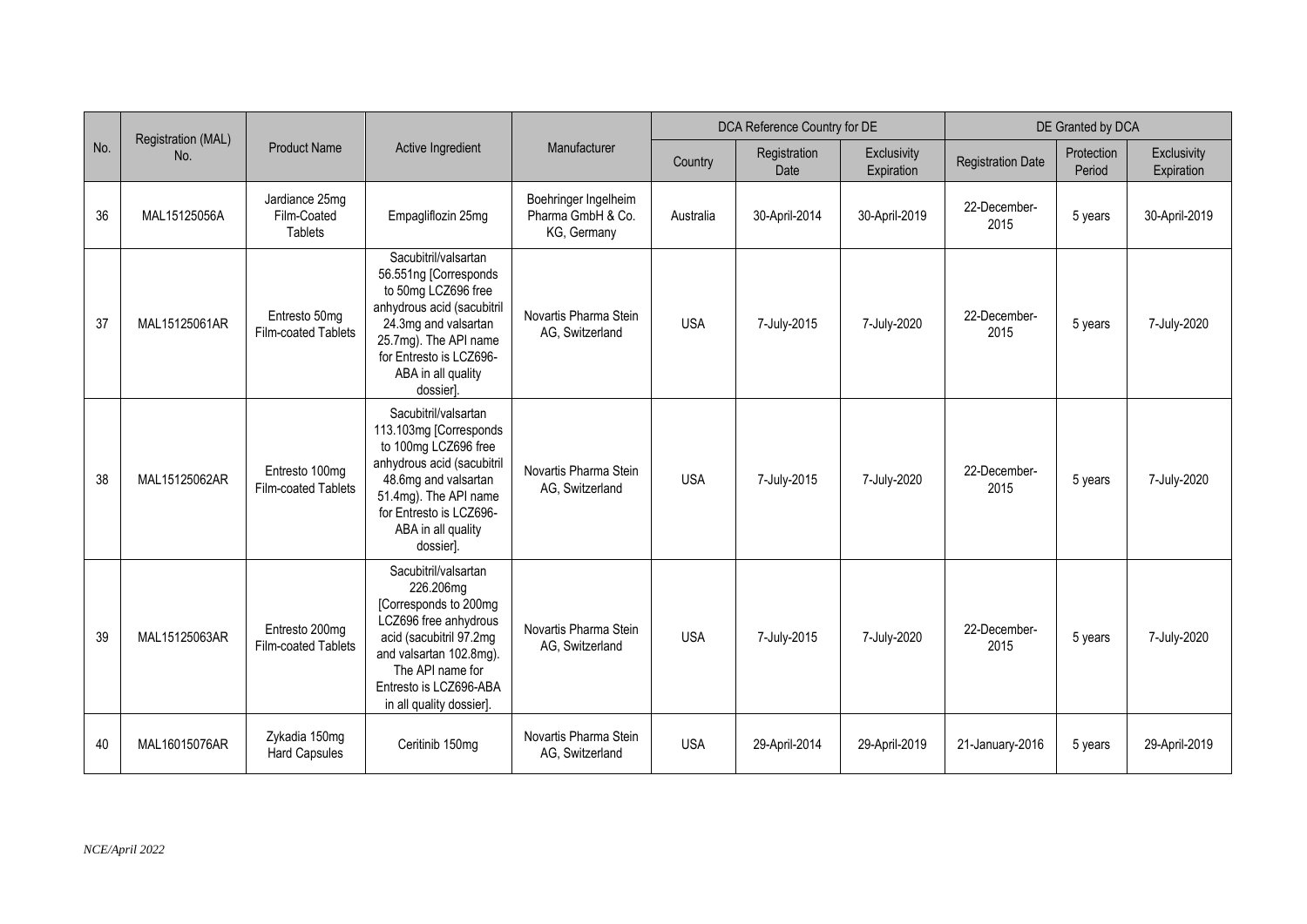| No. | Registration (MAL) No. | Product Name | Active Ingredient | Manufacturer | DCA Reference Country for DE | | | DE Granted by DCA | | |
|---|---|---|---|---|---|---|---|---|---|---|
| | | | | | Country | Registration Date | Exclusivity Expiration | Registration Date | Protection Period | Exclusivity Expiration |
| 36 | MAL15125056A | Jardiance 25mg Film-Coated Tablets | Empagliflozin 25mg | Boehringer Ingelheim Pharma GmbH & Co. KG, Germany | Australia | 30-April-2014 | 30-April-2019 | 22-December-2015 | 5 years | 30-April-2019 |
| 37 | MAL15125061AR | Entresto 50mg Film-coated Tablets | Sacubitril/valsartan 56.551ng [Corresponds to 50mg LCZ696 free anhydrous acid (sacubitril 24.3mg and valsartan 25.7mg). The API name for Entresto is LCZ696-ABA in all quality dossier]. | Novartis Pharma Stein AG, Switzerland | USA | 7-July-2015 | 7-July-2020 | 22-December-2015 | 5 years | 7-July-2020 |
| 38 | MAL15125062AR | Entresto 100mg Film-coated Tablets | Sacubitril/valsartan 113.103mg [Corresponds to 100mg LCZ696 free anhydrous acid (sacubitril 48.6mg and valsartan 51.4mg). The API name for Entresto is LCZ696-ABA in all quality dossier]. | Novartis Pharma Stein AG, Switzerland | USA | 7-July-2015 | 7-July-2020 | 22-December-2015 | 5 years | 7-July-2020 |
| 39 | MAL15125063AR | Entresto 200mg Film-coated Tablets | Sacubitril/valsartan 226.206mg [Corresponds to 200mg LCZ696 free anhydrous acid (sacubitril 97.2mg and valsartan 102.8mg). The API name for Entresto is LCZ696-ABA in all quality dossier]. | Novartis Pharma Stein AG, Switzerland | USA | 7-July-2015 | 7-July-2020 | 22-December-2015 | 5 years | 7-July-2020 |
| 40 | MAL16015076AR | Zykadia 150mg Hard Capsules | Ceritinib 150mg | Novartis Pharma Stein AG, Switzerland | USA | 29-April-2014 | 29-April-2019 | 21-January-2016 | 5 years | 29-April-2019 |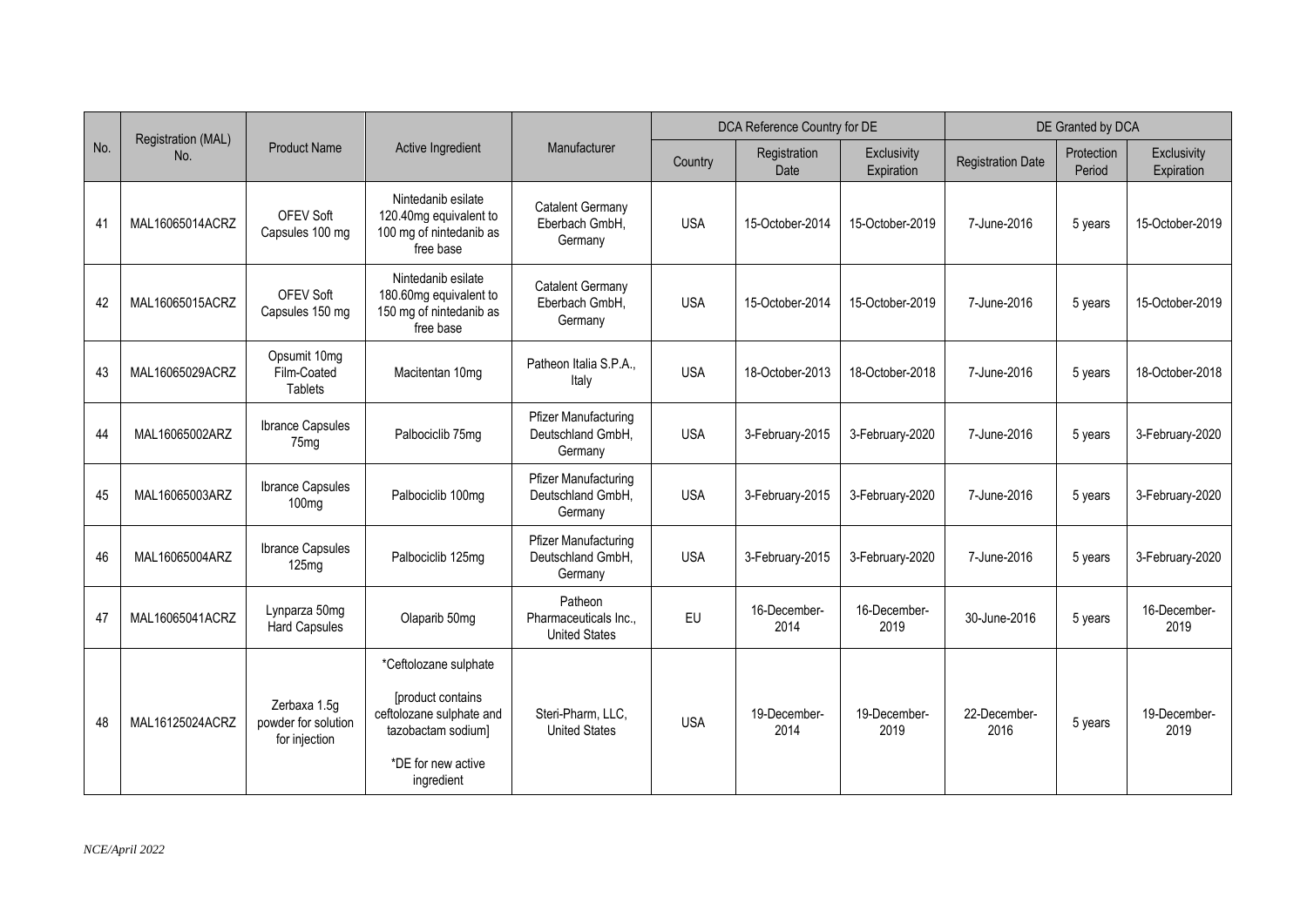| No. | Registration (MAL) No. | Product Name | Active Ingredient | Manufacturer | DCA Reference Country for DE | | | DE Granted by DCA | | |
|---|---|---|---|---|---|---|---|---|---|---|
| | | | | | Country | Registration Date | Exclusivity Expiration | Registration Date | Protection Period | Exclusivity Expiration |
| 41 | MAL16065014ACRZ | OFEV Soft Capsules 100 mg | Nintedanib esilate 120.40mg equivalent to 100 mg of nintedanib as free base | Catalent Germany Eberbach GmbH, Germany | USA | 15-October-2014 | 15-October-2019 | 7-June-2016 | 5 years | 15-October-2019 |
| 42 | MAL16065015ACRZ | OFEV Soft Capsules 150 mg | Nintedanib esilate 180.60mg equivalent to 150 mg of nintedanib as free base | Catalent Germany Eberbach GmbH, Germany | USA | 15-October-2014 | 15-October-2019 | 7-June-2016 | 5 years | 15-October-2019 |
| 43 | MAL16065029ACRZ | Opsumit 10mg Film-Coated Tablets | Macitentan 10mg | Patheon Italia S.P.A., Italy | USA | 18-October-2013 | 18-October-2018 | 7-June-2016 | 5 years | 18-October-2018 |
| 44 | MAL16065002ARZ | Ibrance Capsules 75mg | Palbociclib 75mg | Pfizer Manufacturing Deutschland GmbH, Germany | USA | 3-February-2015 | 3-February-2020 | 7-June-2016 | 5 years | 3-February-2020 |
| 45 | MAL16065003ARZ | Ibrance Capsules 100mg | Palbociclib 100mg | Pfizer Manufacturing Deutschland GmbH, Germany | USA | 3-February-2015 | 3-February-2020 | 7-June-2016 | 5 years | 3-February-2020 |
| 46 | MAL16065004ARZ | Ibrance Capsules 125mg | Palbociclib 125mg | Pfizer Manufacturing Deutschland GmbH, Germany | USA | 3-February-2015 | 3-February-2020 | 7-June-2016 | 5 years | 3-February-2020 |
| 47 | MAL16065041ACRZ | Lynparza 50mg Hard Capsules | Olaparib 50mg | Patheon Pharmaceuticals Inc., United States | EU | 16-December-2014 | 16-December-2019 | 30-June-2016 | 5 years | 16-December-2019 |
| 48 | MAL16125024ACRZ | Zerbaxa 1.5g powder for solution for injection | *Ceftolozane sulphate [product contains ceftolozane sulphate and tazobactam sodium] *DE for new active ingredient | Steri-Pharm, LLC, United States | USA | 19-December-2014 | 19-December-2019 | 22-December-2016 | 5 years | 19-December-2019 |

*NCE/April 2022*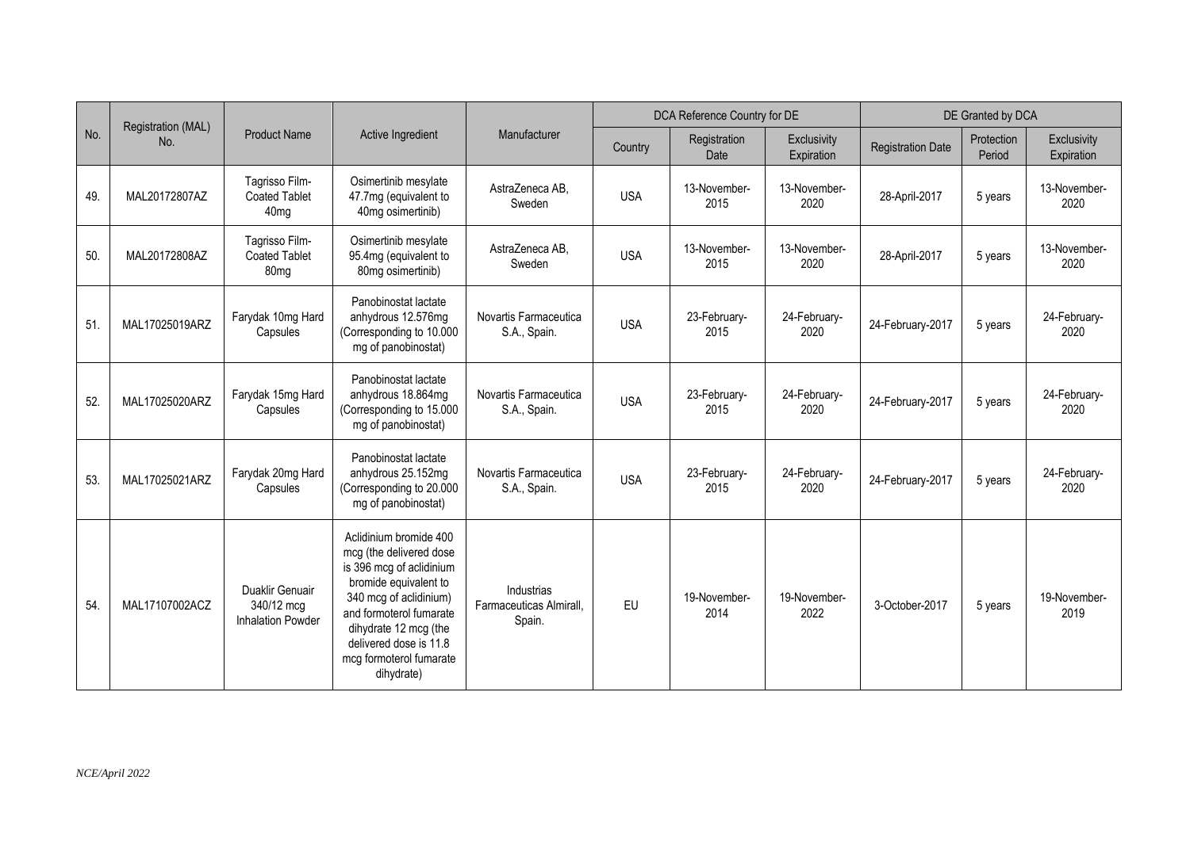| No. | Registration (MAL) No. | Product Name | Active Ingredient | Manufacturer | DCA Reference Country for DE | | | DE Granted by DCA | | |
|---|---|---|---|---|---|---|---|---|---|---|
| | | | | | Country | Registration Date | Exclusivity Expiration | Registration Date | Protection Period | Exclusivity Expiration |
| 49. | MAL20172807AZ | Tagrisso Film-Coated Tablet 40mg | Osimertinib mesylate 47.7mg (equivalent to 40mg osimertinib) | AstraZeneca AB, Sweden | USA | 13-November-2015 | 13-November-2020 | 28-April-2017 | 5 years | 13-November-2020 |
| 50. | MAL20172808AZ | Tagrisso Film-Coated Tablet 80mg | Osimertinib mesylate 95.4mg (equivalent to 80mg osimertinib) | AstraZeneca AB, Sweden | USA | 13-November-2015 | 13-November-2020 | 28-April-2017 | 5 years | 13-November-2020 |
| 51. | MAL17025019ARZ | Farydak 10mg Hard Capsules | Panobinostat lactate anhydrous 12.576mg (Corresponding to 10.000 mg of panobinostat) | Novartis Farmaceutica S.A., Spain. | USA | 23-February-2015 | 24-February-2020 | 24-February-2017 | 5 years | 24-February-2020 |
| 52. | MAL17025020ARZ | Farydak 15mg Hard Capsules | Panobinostat lactate anhydrous 18.864mg (Corresponding to 15.000 mg of panobinostat) | Novartis Farmaceutica S.A., Spain. | USA | 23-February-2015 | 24-February-2020 | 24-February-2017 | 5 years | 24-February-2020 |
| 53. | MAL17025021ARZ | Farydak 20mg Hard Capsules | Panobinostat lactate anhydrous 25.152mg (Corresponding to 20.000 mg of panobinostat) | Novartis Farmaceutica S.A., Spain. | USA | 23-February-2015 | 24-February-2020 | 24-February-2017 | 5 years | 24-February-2020 |
| 54. | MAL17107002ACZ | Duaklir Genuair 340/12 mcg Inhalation Powder | Aclidinium bromide 400 mcg (the delivered dose is 396 mcg of aclidinium bromide equivalent to 340 mcg of aclidinium) and formoterol fumarate dihydrate 12 mcg (the delivered dose is 11.8 mcg formoterol fumarate dihydrate) | Industrias Farmaceuticas Almirall, Spain. | EU | 19-November-2014 | 19-November-2022 | 3-October-2017 | 5 years | 19-November-2019 |

*NCE/April 2022*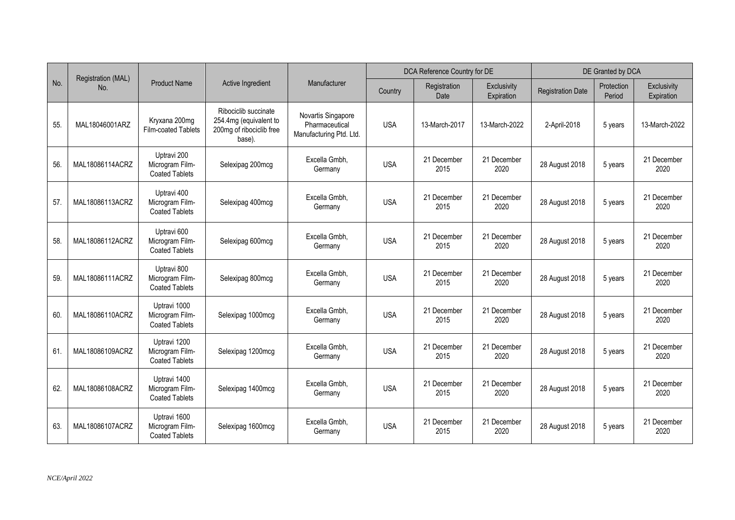| No. | Registration (MAL) No. | Product Name | Active Ingredient | Manufacturer | DCA Reference Country for DE | | | DE Granted by DCA | | |
|---|---|---|---|---|---|---|---|---|---|---|
| | | | | | Country | Registration Date | Exclusivity Expiration | Registration Date | Protection Period | Exclusivity Expiration |
| 55. | MAL18046001ARZ | Kryxana 200mg Film-coated Tablets | Ribociclib succinate 254.4mg (equivalent to 200mg of ribociclib free base). | Novartis Singapore Pharmaceutical Manufacturing Ptd. Ltd. | USA | 13-March-2017 | 13-March-2022 | 2-April-2018 | 5 years | 13-March-2022 |
| 56. | MAL18086114ACRZ | Uptravi 200 Microgram Film-Coated Tablets | Selexipag 200mcg | Excella Gmbh, Germany | USA | 21 December 2015 | 21 December 2020 | 28 August 2018 | 5 years | 21 December 2020 |
| 57. | MAL18086113ACRZ | Uptravi 400 Microgram Film-Coated Tablets | Selexipag 400mcg | Excella Gmbh, Germany | USA | 21 December 2015 | 21 December 2020 | 28 August 2018 | 5 years | 21 December 2020 |
| 58. | MAL18086112ACRZ | Uptravi 600 Microgram Film-Coated Tablets | Selexipag 600mcg | Excella Gmbh, Germany | USA | 21 December 2015 | 21 December 2020 | 28 August 2018 | 5 years | 21 December 2020 |
| 59. | MAL18086111ACRZ | Uptravi 800 Microgram Film-Coated Tablets | Selexipag 800mcg | Excella Gmbh, Germany | USA | 21 December 2015 | 21 December 2020 | 28 August 2018 | 5 years | 21 December 2020 |
| 60. | MAL18086110ACRZ | Uptravi 1000 Microgram Film-Coated Tablets | Selexipag 1000mcg | Excella Gmbh, Germany | USA | 21 December 2015 | 21 December 2020 | 28 August 2018 | 5 years | 21 December 2020 |
| 61. | MAL18086109ACRZ | Uptravi 1200 Microgram Film-Coated Tablets | Selexipag 1200mcg | Excella Gmbh, Germany | USA | 21 December 2015 | 21 December 2020 | 28 August 2018 | 5 years | 21 December 2020 |
| 62. | MAL18086108ACRZ | Uptravi 1400 Microgram Film-Coated Tablets | Selexipag 1400mcg | Excella Gmbh, Germany | USA | 21 December 2015 | 21 December 2020 | 28 August 2018 | 5 years | 21 December 2020 |
| 63. | MAL18086107ACRZ | Uptravi 1600 Microgram Film-Coated Tablets | Selexipag 1600mcg | Excella Gmbh, Germany | USA | 21 December 2015 | 21 December 2020 | 28 August 2018 | 5 years | 21 December 2020 |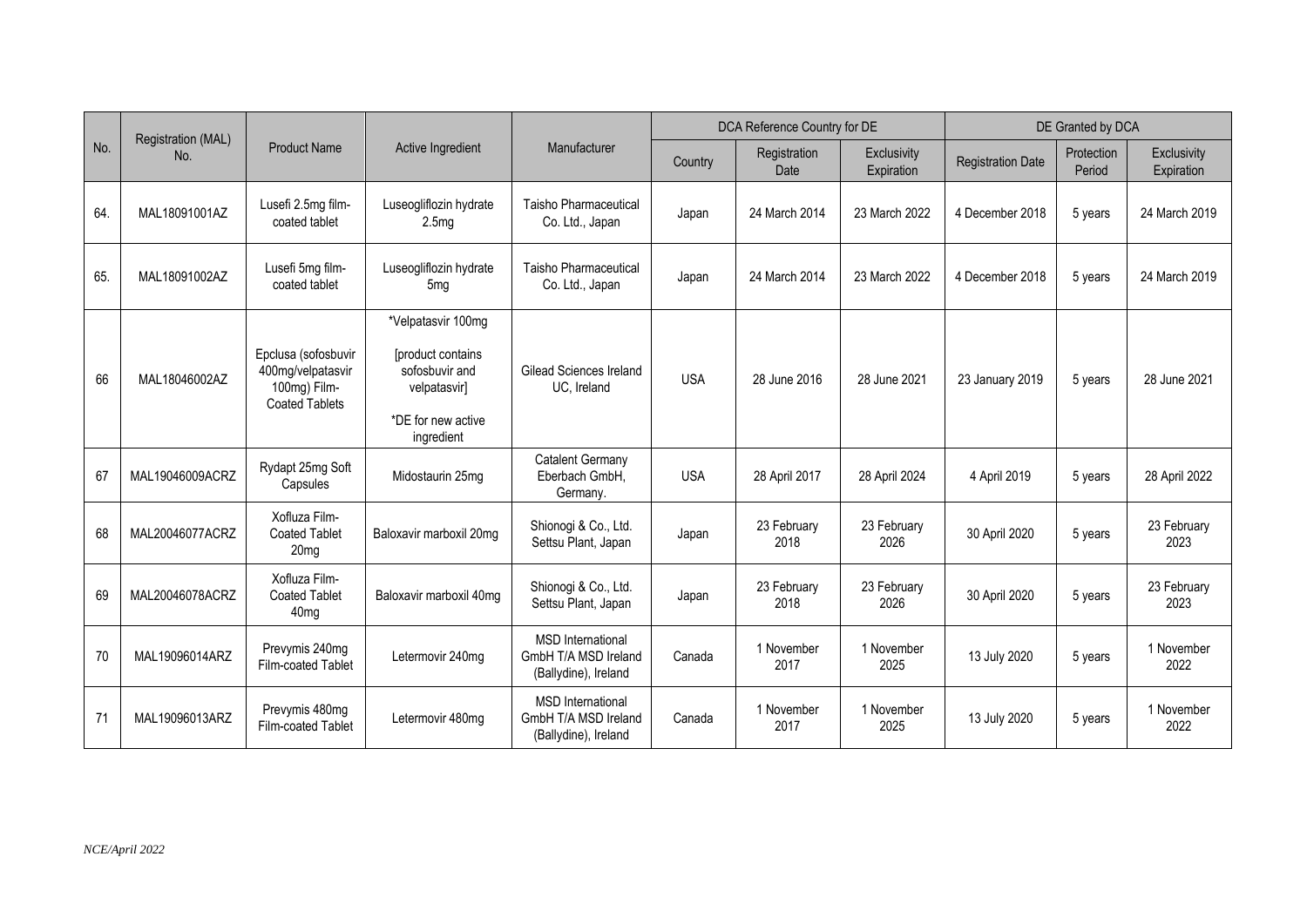| No. | Registration (MAL) No. | Product Name | Active Ingredient | Manufacturer | DCA Reference Country for DE | | | DE Granted by DCA | | |
|---|---|---|---|---|---|---|---|---|---|---|
| | | | | | Country | Registration Date | Exclusivity Expiration | Registration Date | Protection Period | Exclusivity Expiration |
| 64. | MAL18091001AZ | Lusefi 2.5mg film-coated tablet | Luseogliflozin hydrate 2.5mg | Taisho Pharmaceutical Co. Ltd., Japan | Japan | 24 March 2014 | 23 March 2022 | 4 December 2018 | 5 years | 24 March 2019 |
| 65. | MAL18091002AZ | Lusefi 5mg film-coated tablet | Luseogliflozin hydrate 5mg | Taisho Pharmaceutical Co. Ltd., Japan | Japan | 24 March 2014 | 23 March 2022 | 4 December 2018 | 5 years | 24 March 2019 |
| 66 | MAL18046002AZ | Epclusa (sofosbuvir 400mg/velpatasvir 100mg) Film-Coated Tablets | *Velpatasvir 100mg<br><br>[product contains sofosbuvir and velpatasvir]<br><br>*DE for new active ingredient | Gilead Sciences Ireland UC, Ireland | USA | 28 June 2016 | 28 June 2021 | 23 January 2019 | 5 years | 28 June 2021 |
| 67 | MAL19046009ACRZ | Rydapt 25mg Soft Capsules | Midostaurin 25mg | Catalent Germany Eberbach GmbH, Germany. | USA | 28 April 2017 | 28 April 2024 | 4 April 2019 | 5 years | 28 April 2022 |
| 68 | MAL20046077ACRZ | Xofluza Film-Coated Tablet 20mg | Baloxavir marboxil 20mg | Shionogi & Co., Ltd. Settsu Plant, Japan | Japan | 23 February 2018 | 23 February 2026 | 30 April 2020 | 5 years | 23 February 2023 |
| 69 | MAL20046078ACRZ | Xofluza Film-Coated Tablet 40mg | Baloxavir marboxil 40mg | Shionogi & Co., Ltd. Settsu Plant, Japan | Japan | 23 February 2018 | 23 February 2026 | 30 April 2020 | 5 years | 23 February 2023 |
| 70 | MAL19096014ARZ | Prevymis 240mg Film-coated Tablet | Letermovir 240mg | MSD International GmbH T/A MSD Ireland (Ballydine), Ireland | Canada | 1 November 2017 | 1 November 2025 | 13 July 2020 | 5 years | 1 November 2022 |
| 71 | MAL19096013ARZ | Prevymis 480mg Film-coated Tablet | Letermovir 480mg | MSD International GmbH T/A MSD Ireland (Ballydine), Ireland | Canada | 1 November 2017 | 1 November 2025 | 13 July 2020 | 5 years | 1 November 2022 |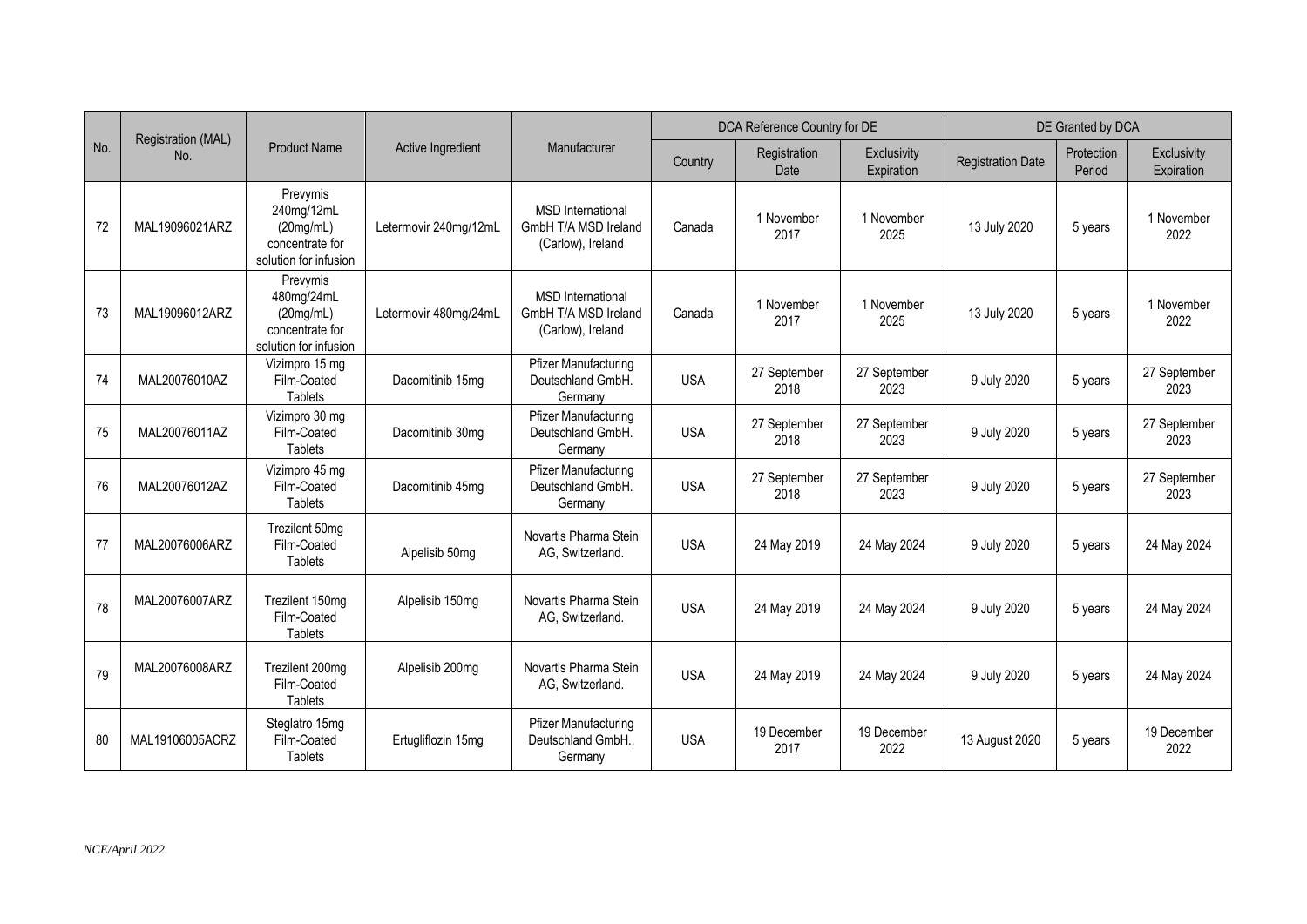| No. | Registration (MAL) No. | Product Name | Active Ingredient | Manufacturer | DCA Reference Country for DE | | | DE Granted by DCA | | |
|---|---|---|---|---|---|---|---|---|---|---|
| | | | | | Country | Registration Date | Exclusivity Expiration | Registration Date | Protection Period | Exclusivity Expiration |
| 72 | MAL19096021ARZ | Prevymis 240mg/12mL (20mg/mL) concentrate for solution for infusion | Letermovir 240mg/12mL | MSD International GmbH T/A MSD Ireland (Carlow), Ireland | Canada | 1 November 2017 | 1 November 2025 | 13 July 2020 | 5 years | 1 November 2022 |
| 73 | MAL19096012ARZ | Prevymis 480mg/24mL (20mg/mL) concentrate for solution for infusion | Letermovir 480mg/24mL | MSD International GmbH T/A MSD Ireland (Carlow), Ireland | Canada | 1 November 2017 | 1 November 2025 | 13 July 2020 | 5 years | 1 November 2022 |
| 74 | MAL20076010AZ | Vizimpro 15 mg Film-Coated Tablets | Dacomitinib 15mg | Pfizer Manufacturing Deutschland GmbH. Germany | USA | 27 September 2018 | 27 September 2023 | 9 July 2020 | 5 years | 27 September 2023 |
| 75 | MAL20076011AZ | Vizimpro 30 mg Film-Coated Tablets | Dacomitinib 30mg | Pfizer Manufacturing Deutschland GmbH. Germany | USA | 27 September 2018 | 27 September 2023 | 9 July 2020 | 5 years | 27 September 2023 |
| 76 | MAL20076012AZ | Vizimpro 45 mg Film-Coated Tablets | Dacomitinib 45mg | Pfizer Manufacturing Deutschland GmbH. Germany | USA | 27 September 2018 | 27 September 2023 | 9 July 2020 | 5 years | 27 September 2023 |
| 77 | MAL20076006ARZ | Trezilent 50mg Film-Coated Tablets | Alpelisib 50mg | Novartis Pharma Stein AG, Switzerland. | USA | 24 May 2019 | 24 May 2024 | 9 July 2020 | 5 years | 24 May 2024 |
| 78 | MAL20076007ARZ | Trezilent 150mg Film-Coated Tablets | Alpelisib 150mg | Novartis Pharma Stein AG, Switzerland. | USA | 24 May 2019 | 24 May 2024 | 9 July 2020 | 5 years | 24 May 2024 |
| 79 | MAL20076008ARZ | Trezilent 200mg Film-Coated Tablets | Alpelisib 200mg | Novartis Pharma Stein AG, Switzerland. | USA | 24 May 2019 | 24 May 2024 | 9 July 2020 | 5 years | 24 May 2024 |
| 80 | MAL19106005ACRZ | Steglatro 15mg Film-Coated Tablets | Ertugliflozin 15mg | Pfizer Manufacturing Deutschland GmbH., Germany | USA | 19 December 2017 | 19 December 2022 | 13 August 2020 | 5 years | 19 December 2022 |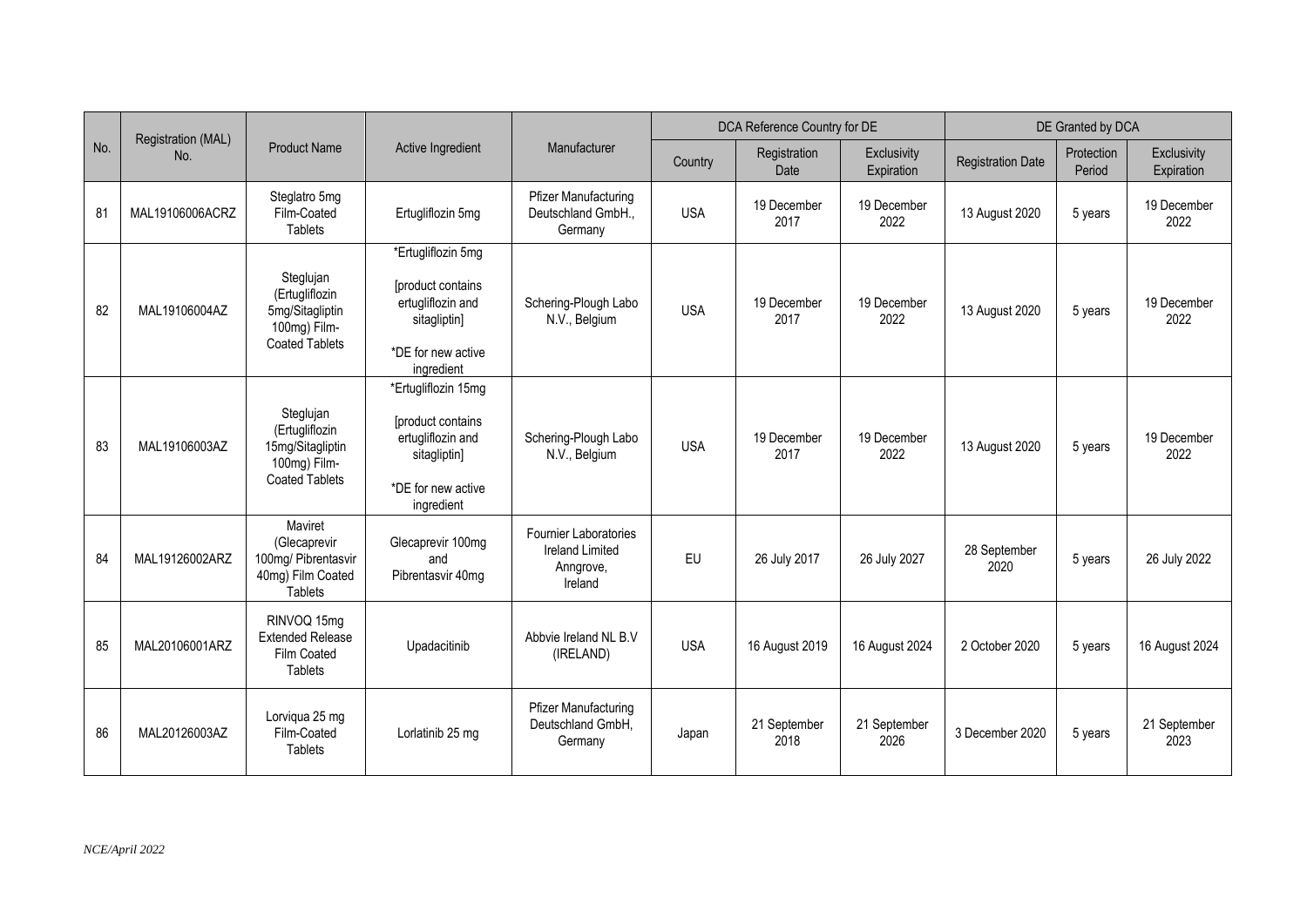| No. | Registration (MAL) No. | Product Name | Active Ingredient | Manufacturer | DCA Reference Country for DE | | | DE Granted by DCA | | |
|---|---|---|---|---|---|---|---|---|---|---|
| | | | | | Country | Registration Date | Exclusivity Expiration | Registration Date | Protection Period | Exclusivity Expiration |
| 81 | MAL19106006ACRZ | Steglatro 5mg Film-Coated Tablets | Ertugliflozin 5mg | Pfizer Manufacturing Deutschland GmbH., Germany | USA | 19 December 2017 | 19 December 2022 | 13 August 2020 | 5 years | 19 December 2022 |
| 82 | MAL19106004AZ | Steglujan (Ertugliflozin 5mg/Sitagliptin 100mg) Film-Coated Tablets | *Ertugliflozin 5mg<br><br>[product contains ertugliflozin and sitagliptin]<br><br>*DE for new active ingredient | Schering-Plough Labo N.V., Belgium | USA | 19 December 2017 | 19 December 2022 | 13 August 2020 | 5 years | 19 December 2022 |
| 83 | MAL19106003AZ | Steglujan (Ertugliflozin 15mg/Sitagliptin 100mg) Film-Coated Tablets | *Ertugliflozin 15mg<br><br>[product contains ertugliflozin and sitagliptin]<br><br>*DE for new active ingredient | Schering-Plough Labo N.V., Belgium | USA | 19 December 2017 | 19 December 2022 | 13 August 2020 | 5 years | 19 December 2022 |
| 84 | MAL19126002ARZ | Maviret (Glecaprevir 100mg/ Pibrentasvir 40mg) Film Coated Tablets | Glecaprevir 100mg and Pibrentasvir 40mg | Fournier Laboratories Ireland Limited Anngrove, Ireland | EU | 26 July 2017 | 26 July 2027 | 28 September 2020 | 5 years | 26 July 2022 |
| 85 | MAL20106001ARZ | RINVOQ 15mg Extended Release Film Coated Tablets | Upadacitinib | Abbvie Ireland NL B.V (IRELAND) | USA | 16 August 2019 | 16 August 2024 | 2 October 2020 | 5 years | 16 August 2024 |
| 86 | MAL20126003AZ | Lorviqua 25 mg Film-Coated Tablets | Lorlatinib 25 mg | Pfizer Manufacturing Deutschland GmbH, Germany | Japan | 21 September 2018 | 21 September 2026 | 3 December 2020 | 5 years | 21 September 2023 |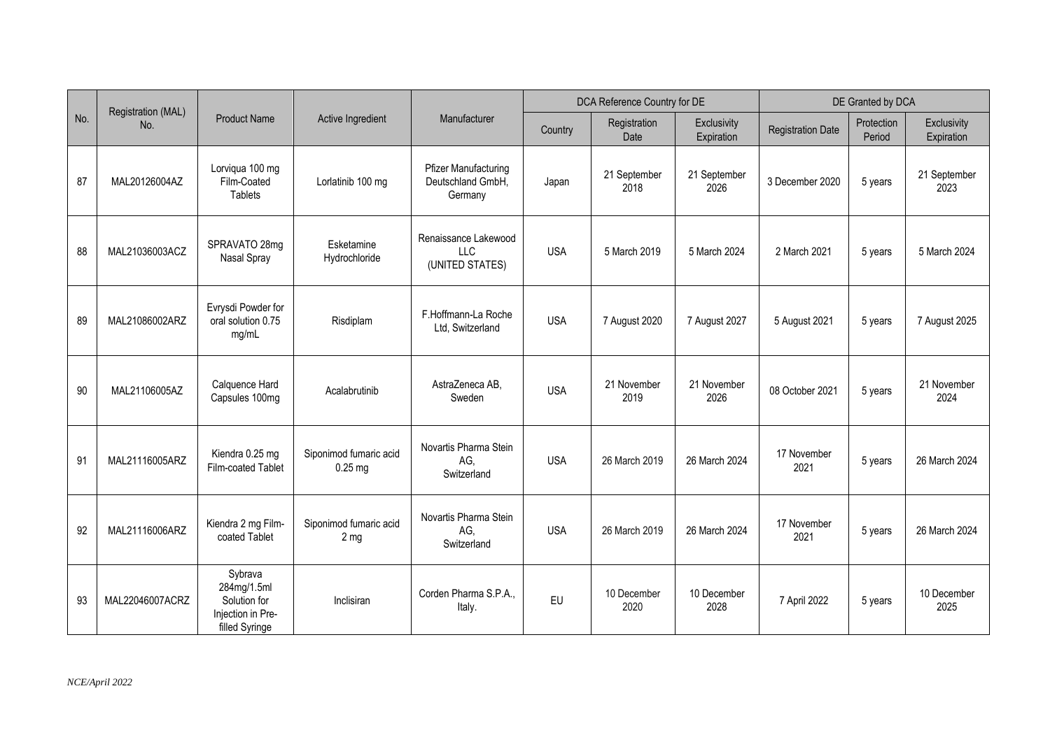| No. | Registration (MAL) No. | Product Name | Active Ingredient | Manufacturer | DCA Reference Country for DE | | | DE Granted by DCA | | |
|---|---|---|---|---|---|---|---|---|---|---|
| | | | | | Country | Registration Date | Exclusivity Expiration | Registration Date | Protection Period | Exclusivity Expiration |
| 87 | MAL20126004AZ | Lorviqua 100 mg Film-Coated Tablets | Lorlatinib 100 mg | Pfizer Manufacturing Deutschland GmbH, Germany | Japan | 21 September 2018 | 21 September 2026 | 3 December 2020 | 5 years | 21 September 2023 |
| 88 | MAL21036003ACZ | SPRAVATO 28mg Nasal Spray | Esketamine Hydrochloride | Renaissance Lakewood LLC (UNITED STATES) | USA | 5 March 2019 | 5 March 2024 | 2 March 2021 | 5 years | 5 March 2024 |
| 89 | MAL21086002ARZ | Evrysdi Powder for oral solution 0.75 mg/mL | Risdiplam | F.Hoffmann-La Roche Ltd, Switzerland | USA | 7 August 2020 | 7 August 2027 | 5 August 2021 | 5 years | 7 August 2025 |
| 90 | MAL21106005AZ | Calquence Hard Capsules 100mg | Acalabrutinib | AstraZeneca AB, Sweden | USA | 21 November 2019 | 21 November 2026 | 08 October 2021 | 5 years | 21 November 2024 |
| 91 | MAL21116005ARZ | Kiendra 0.25 mg Film-coated Tablet | Siponimod fumaric acid 0.25 mg | Novartis Pharma Stein AG, Switzerland | USA | 26 March 2019 | 26 March 2024 | 17 November 2021 | 5 years | 26 March 2024 |
| 92 | MAL21116006ARZ | Kiendra 2 mg Film-coated Tablet | Siponimod fumaric acid 2 mg | Novartis Pharma Stein AG, Switzerland | USA | 26 March 2019 | 26 March 2024 | 17 November 2021 | 5 years | 26 March 2024 |
| 93 | MAL22046007ACRZ | Sybrava 284mg/1.5ml Solution for Injection in Pre-filled Syringe | Inclisiran | Corden Pharma S.P.A., Italy. | EU | 10 December 2020 | 10 December 2028 | 7 April 2022 | 5 years | 10 December 2025 |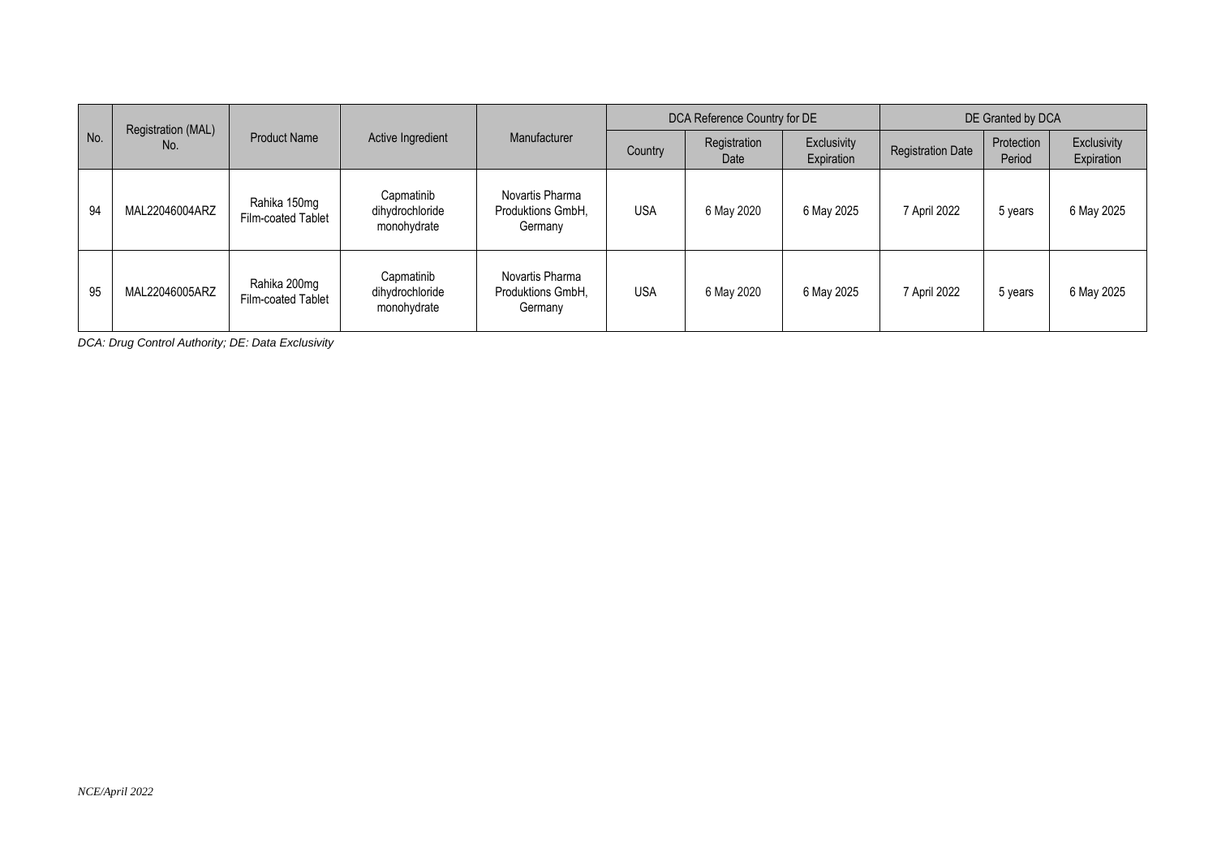| No. | Registration (MAL) No. | Product Name | Active Ingredient | Manufacturer | DCA Reference Country for DE | | | DE Granted by DCA | | |
|---|---|---|---|---|---|---|---|---|---|---|
| | | | | | Country | Registration Date | Exclusivity Expiration | Registration Date | Protection Period | Exclusivity Expiration |
| 94 | MAL22046004ARZ | Rahika 150mg Film-coated Tablet | Capmatinib dihydrochloride monohydrate | Novartis Pharma Produktions GmbH, Germany | USA | 6 May 2020 | 6 May 2025 | 7 April 2022 | 5 years | 6 May 2025 |
| 95 | MAL22046005ARZ | Rahika 200mg Film-coated Tablet | Capmatinib dihydrochloride monohydrate | Novartis Pharma Produktions GmbH, Germany | USA | 6 May 2020 | 6 May 2025 | 7 April 2022 | 5 years | 6 May 2025 |

*DCA: Drug Control Authority; DE: Data Exclusivity*